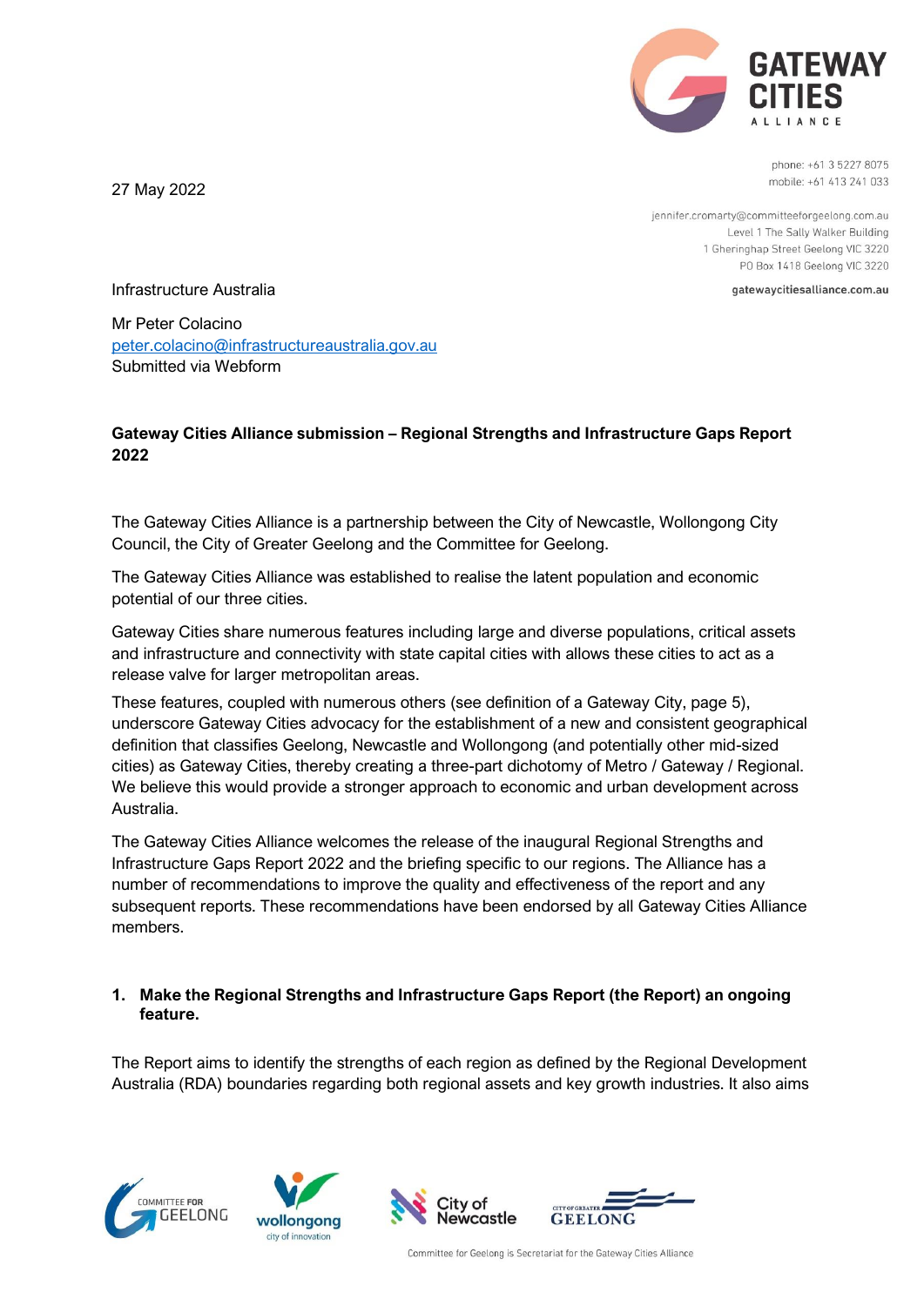phone: +61 3 5227 8075
mobile: +61 413 241 033

jennifer.cromarty@committeeforgeelong.com.au
Level 1 The Sally Walker Building
1 Gheringhap Street Geelong VIC 3220
PO Box 1418 Geelong VIC 3220

gatewaycitiesalliance.com.au

27 May 2022

Infrastructure Australia

Mr Peter Colacino
peter.colacino@infrastructureaustralia.gov.au
Submitted via Webform

**Gateway Cities Alliance submission – Regional Strengths and Infrastructure Gaps Report 2022**

The Gateway Cities Alliance is a partnership between the City of Newcastle, Wollongong City Council, the City of Greater Geelong and the Committee for Geelong.

The Gateway Cities Alliance was established to realise the latent population and economic potential of our three cities.

Gateway Cities share numerous features including large and diverse populations, critical assets and infrastructure and connectivity with state capital cities with allows these cities to act as a release valve for larger metropolitan areas.

These features, coupled with numerous others (see definition of a Gateway City, page 5), underscore Gateway Cities advocacy for the establishment of a new and consistent geographical definition that classifies Geelong, Newcastle and Wollongong (and potentially other mid-sized cities) as Gateway Cities, thereby creating a three-part dichotomy of Metro / Gateway / Regional. We believe this would provide a stronger approach to economic and urban development across Australia.

The Gateway Cities Alliance welcomes the release of the inaugural Regional Strengths and Infrastructure Gaps Report 2022 and the briefing specific to our regions. The Alliance has a number of recommendations to improve the quality and effectiveness of the report and any subsequent reports. These recommendations have been endorsed by all Gateway Cities Alliance members.

1. **Make the Regional Strengths and Infrastructure Gaps Report (the Report) an ongoing feature.**

The Report aims to identify the strengths of each region as defined by the Regional Development Australia (RDA) boundaries regarding both regional assets and key growth industries. It also aims

Committee for Geelong is Secretariat for the Gateway Cities Alliance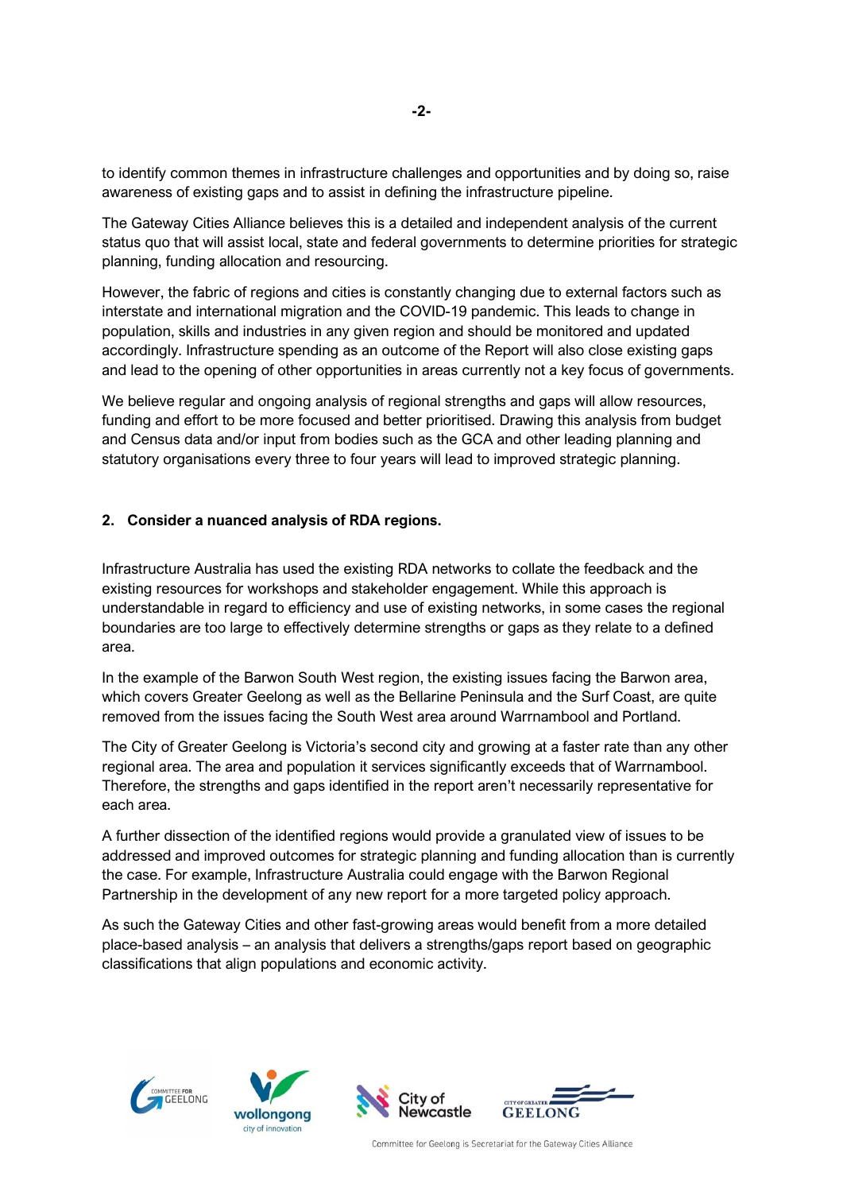to identify common themes in infrastructure challenges and opportunities and by doing so, raise awareness of existing gaps and to assist in defining the infrastructure pipeline.

The Gateway Cities Alliance believes this is a detailed and independent analysis of the current status quo that will assist local, state and federal governments to determine priorities for strategic planning, funding allocation and resourcing.

However, the fabric of regions and cities is constantly changing due to external factors such as interstate and international migration and the COVID-19 pandemic. This leads to change in population, skills and industries in any given region and should be monitored and updated accordingly. Infrastructure spending as an outcome of the Report will also close existing gaps and lead to the opening of other opportunities in areas currently not a key focus of governments.

We believe regular and ongoing analysis of regional strengths and gaps will allow resources, funding and effort to be more focused and better prioritised. Drawing this analysis from budget and Census data and/or input from bodies such as the GCA and other leading planning and statutory organisations every three to four years will lead to improved strategic planning.

**2. Consider a nuanced analysis of RDA regions.**

Infrastructure Australia has used the existing RDA networks to collate the feedback and the existing resources for workshops and stakeholder engagement. While this approach is understandable in regard to efficiency and use of existing networks, in some cases the regional boundaries are too large to effectively determine strengths or gaps as they relate to a defined area.

In the example of the Barwon South West region, the existing issues facing the Barwon area, which covers Greater Geelong as well as the Bellarine Peninsula and the Surf Coast, are quite removed from the issues facing the South West area around Warrnambool and Portland.

The City of Greater Geelong is Victoria's second city and growing at a faster rate than any other regional area. The area and population it services significantly exceeds that of Warrnambool. Therefore, the strengths and gaps identified in the report aren't necessarily representative for each area.

A further dissection of the identified regions would provide a granulated view of issues to be addressed and improved outcomes for strategic planning and funding allocation than is currently the case. For example, Infrastructure Australia could engage with the Barwon Regional Partnership in the development of any new report for a more targeted policy approach.

As such the Gateway Cities and other fast-growing areas would benefit from a more detailed place-based analysis – an analysis that delivers a strengths/gaps report based on geographic classifications that align populations and economic activity.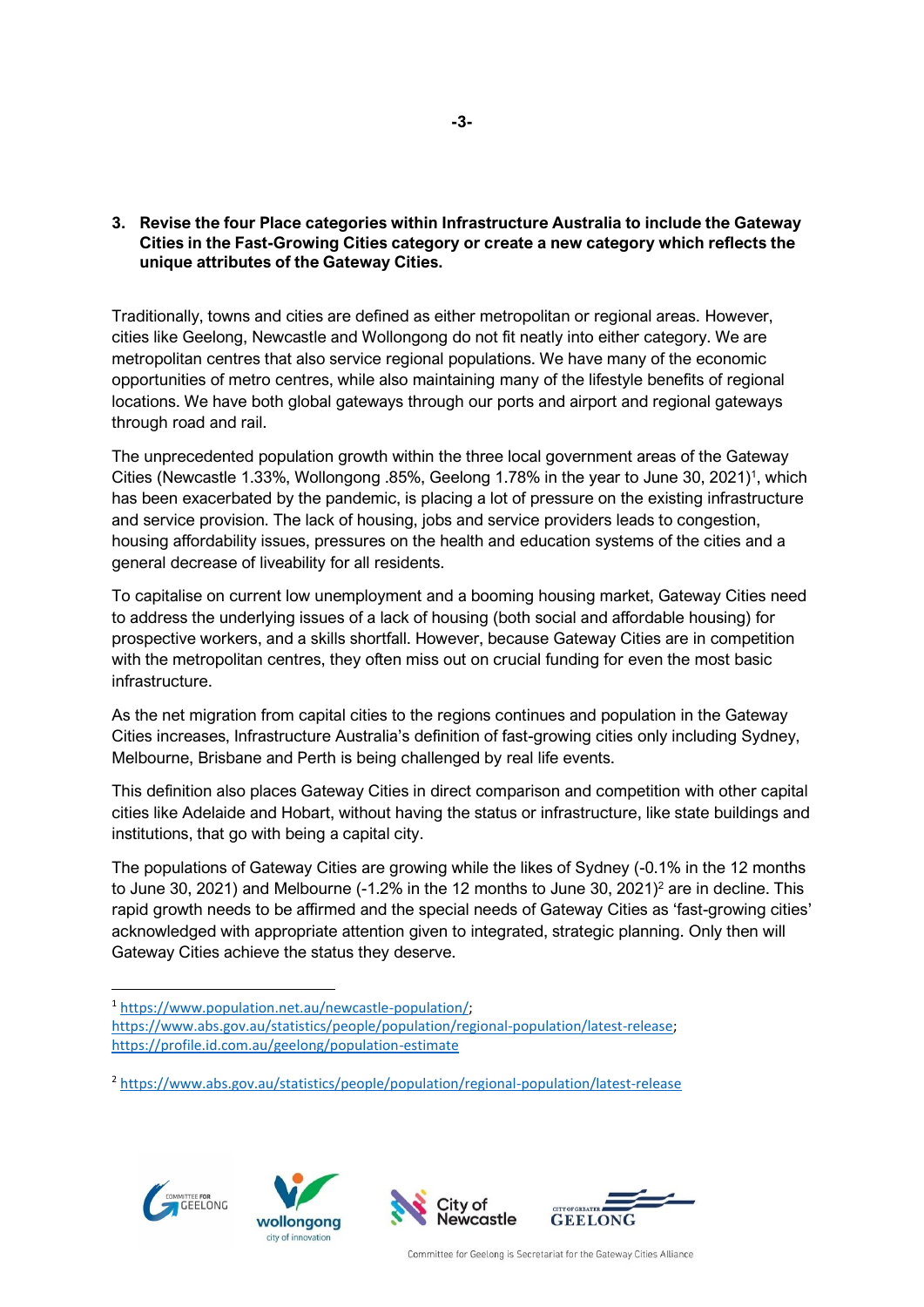**3. Revise the four Place categories within Infrastructure Australia to include the Gateway Cities in the Fast-Growing Cities category or create a new category which reflects the unique attributes of the Gateway Cities.**

Traditionally, towns and cities are defined as either metropolitan or regional areas. However, cities like Geelong, Newcastle and Wollongong do not fit neatly into either category. We are metropolitan centres that also service regional populations. We have many of the economic opportunities of metro centres, while also maintaining many of the lifestyle benefits of regional locations. We have both global gateways through our ports and airport and regional gateways through road and rail.

The unprecedented population growth within the three local government areas of the Gateway Cities (Newcastle 1.33%, Wollongong .85%, Geelong 1.78% in the year to June 30, 2021)[1], which has been exacerbated by the pandemic, is placing a lot of pressure on the existing infrastructure and service provision. The lack of housing, jobs and service providers leads to congestion, housing affordability issues, pressures on the health and education systems of the cities and a general decrease of liveability for all residents.

To capitalise on current low unemployment and a booming housing market, Gateway Cities need to address the underlying issues of a lack of housing (both social and affordable housing) for prospective workers, and a skills shortfall. However, because Gateway Cities are in competition with the metropolitan centres, they often miss out on crucial funding for even the most basic infrastructure.

As the net migration from capital cities to the regions continues and population in the Gateway Cities increases, Infrastructure Australia's definition of fast-growing cities only including Sydney, Melbourne, Brisbane and Perth is being challenged by real life events.

This definition also places Gateway Cities in direct comparison and competition with other capital cities like Adelaide and Hobart, without having the status or infrastructure, like state buildings and institutions, that go with being a capital city.

The populations of Gateway Cities are growing while the likes of Sydney (-0.1% in the 12 months to June 30, 2021) and Melbourne (-1.2% in the 12 months to June 30, 2021)[2] are in decline. This rapid growth needs to be affirmed and the special needs of Gateway Cities as 'fast-growing cities' acknowledged with appropriate attention given to integrated, strategic planning. Only then will Gateway Cities achieve the status they deserve.

---

[1] https://www.population.net.au/newcastle-population/; https://www.abs.gov.au/statistics/people/population/regional-population/latest-release; https://profile.id.com.au/geelong/population-estimate

[2] https://www.abs.gov.au/statistics/people/population/regional-population/latest-release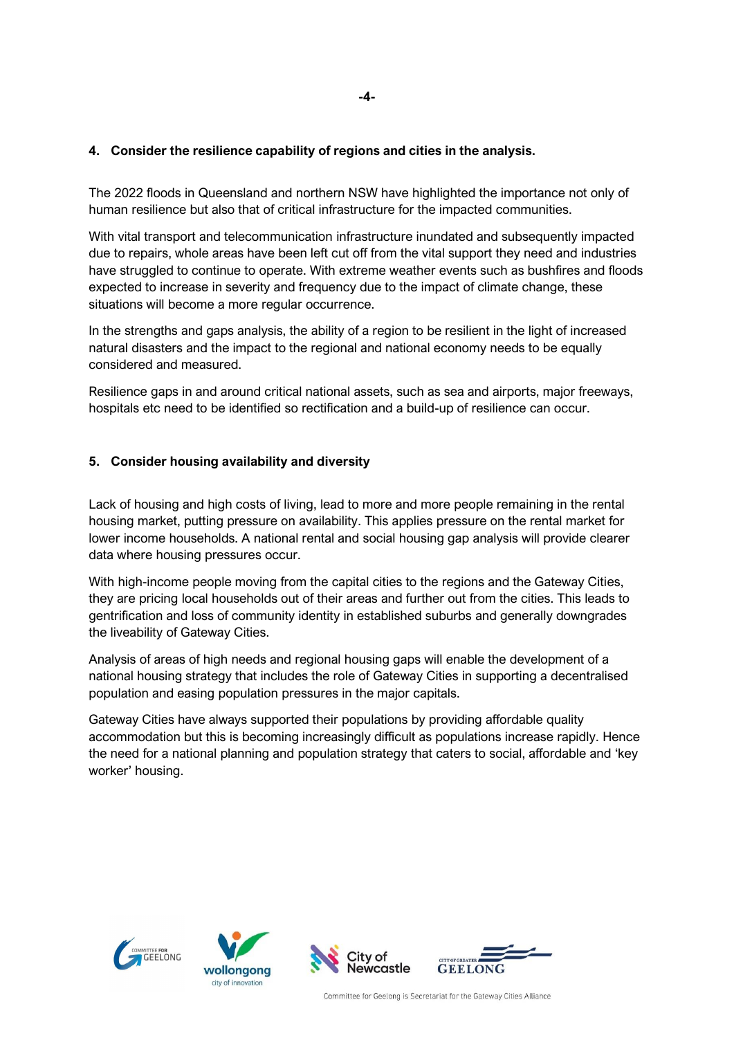## 4. Consider the resilience capability of regions and cities in the analysis.

The 2022 floods in Queensland and northern NSW have highlighted the importance not only of human resilience but also that of critical infrastructure for the impacted communities.

With vital transport and telecommunication infrastructure inundated and subsequently impacted due to repairs, whole areas have been left cut off from the vital support they need and industries have struggled to continue to operate. With extreme weather events such as bushfires and floods expected to increase in severity and frequency due to the impact of climate change, these situations will become a more regular occurrence.

In the strengths and gaps analysis, the ability of a region to be resilient in the light of increased natural disasters and the impact to the regional and national economy needs to be equally considered and measured.

Resilience gaps in and around critical national assets, such as sea and airports, major freeways, hospitals etc need to be identified so rectification and a build-up of resilience can occur.

## 5. Consider housing availability and diversity

Lack of housing and high costs of living, lead to more and more people remaining in the rental housing market, putting pressure on availability. This applies pressure on the rental market for lower income households. A national rental and social housing gap analysis will provide clearer data where housing pressures occur.

With high-income people moving from the capital cities to the regions and the Gateway Cities, they are pricing local households out of their areas and further out from the cities. This leads to gentrification and loss of community identity in established suburbs and generally downgrades the liveability of Gateway Cities.

Analysis of areas of high needs and regional housing gaps will enable the development of a national housing strategy that includes the role of Gateway Cities in supporting a decentralised population and easing population pressures in the major capitals.

Gateway Cities have always supported their populations by providing affordable quality accommodation but this is becoming increasingly difficult as populations increase rapidly. Hence the need for a national planning and population strategy that caters to social, affordable and 'key worker' housing.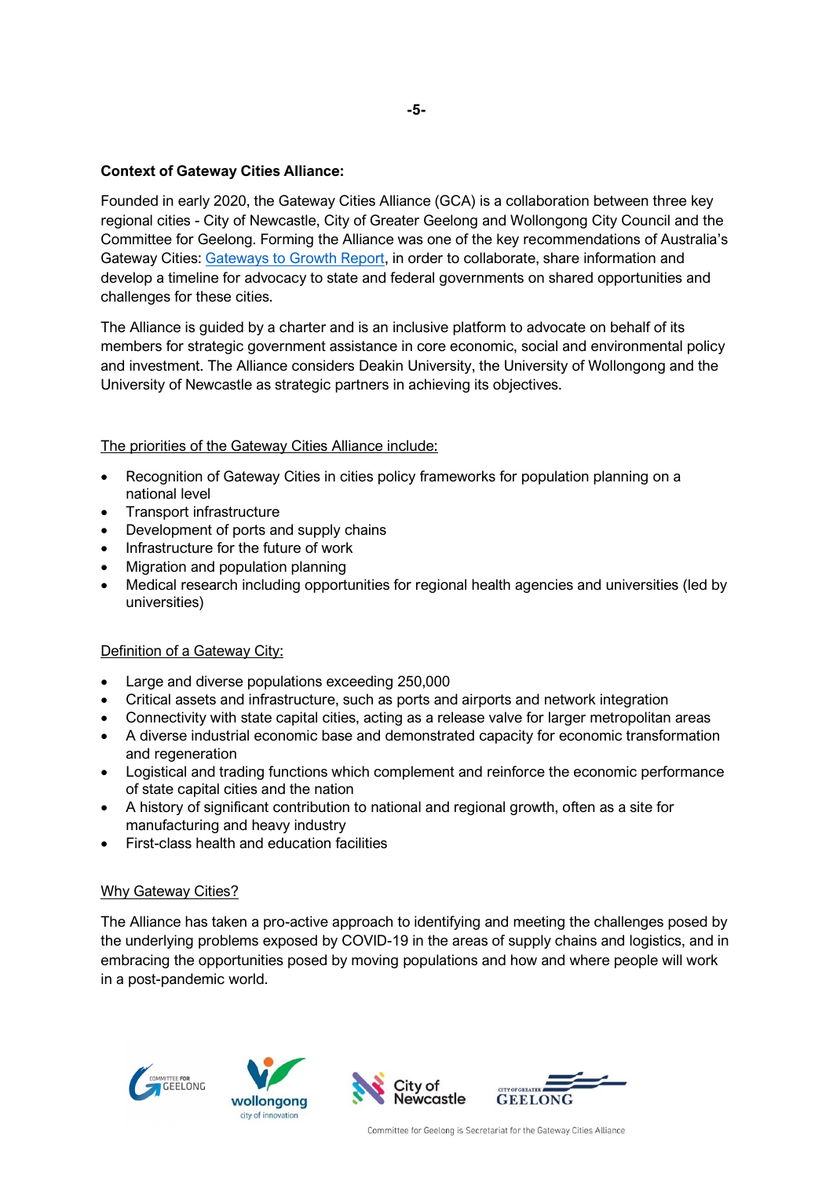**Context of Gateway Cities Alliance:**

Founded in early 2020, the Gateway Cities Alliance (GCA) is a collaboration between three key regional cities - City of Newcastle, City of Greater Geelong and Wollongong City Council and the Committee for Geelong. Forming the Alliance was one of the key recommendations of Australia's Gateway Cities: [Gateways to Growth Report](), in order to collaborate, share information and develop a timeline for advocacy to state and federal governments on shared opportunities and challenges for these cities.

The Alliance is guided by a charter and is an inclusive platform to advocate on behalf of its members for strategic government assistance in core economic, social and environmental policy and investment. The Alliance considers Deakin University, the University of Wollongong and the University of Newcastle as strategic partners in achieving its objectives.

The priorities of the Gateway Cities Alliance include:

- Recognition of Gateway Cities in cities policy frameworks for population planning on a national level
- Transport infrastructure
- Development of ports and supply chains
- Infrastructure for the future of work
- Migration and population planning
- Medical research including opportunities for regional health agencies and universities (led by universities)

Definition of a Gateway City:

- Large and diverse populations exceeding 250,000
- Critical assets and infrastructure, such as ports and airports and network integration
- Connectivity with state capital cities, acting as a release valve for larger metropolitan areas
- A diverse industrial economic base and demonstrated capacity for economic transformation and regeneration
- Logistical and trading functions which complement and reinforce the economic performance of state capital cities and the nation
- A history of significant contribution to national and regional growth, often as a site for manufacturing and heavy industry
- First-class health and education facilities

Why Gateway Cities?

The Alliance has taken a pro-active approach to identifying and meeting the challenges posed by the underlying problems exposed by COVID-19 in the areas of supply chains and logistics, and in embracing the opportunities posed by moving populations and how and where people will work in a post-pandemic world.

Committee for Geelong is Secretariat for the Gateway Cities Alliance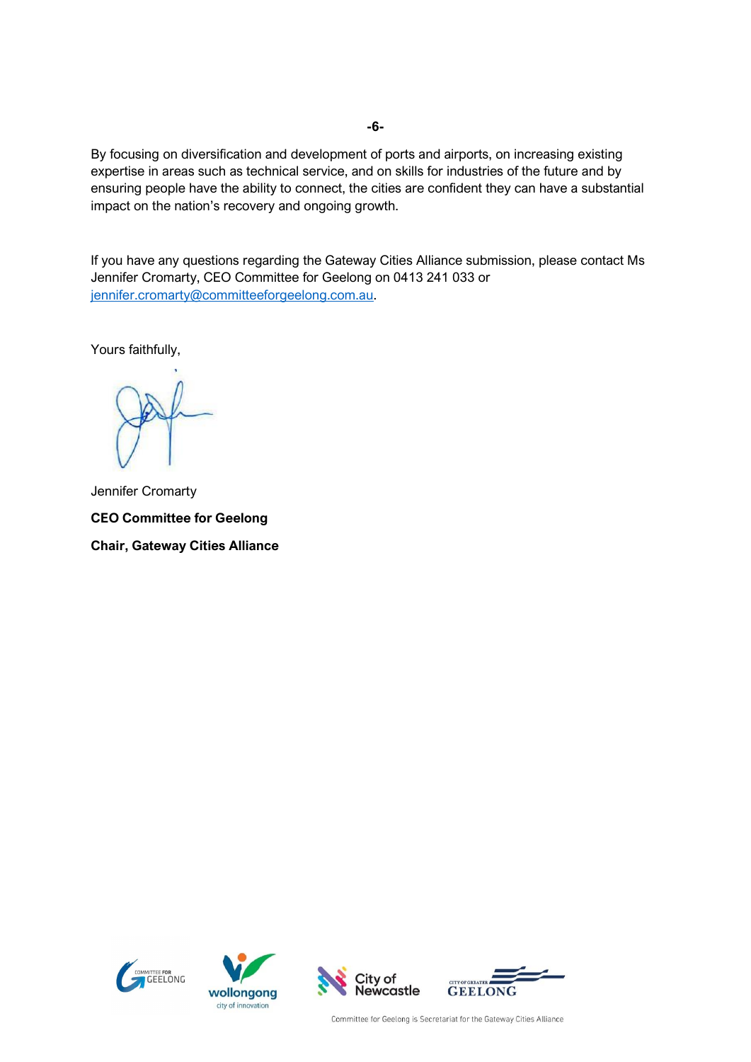By focusing on diversification and development of ports and airports, on increasing existing expertise in areas such as technical service, and on skills for industries of the future and by ensuring people have the ability to connect, the cities are confident they can have a substantial impact on the nation's recovery and ongoing growth.

If you have any questions regarding the Gateway Cities Alliance submission, please contact Ms Jennifer Cromarty, CEO Committee for Geelong on 0413 241 033 or jennifer.cromarty@committeeforgeelong.com.au.

Yours faithfully,

Jennifer Cromarty

**CEO Committee for Geelong**

**Chair, Gateway Cities Alliance**

Committee for Geelong is Secretariat for the Gateway Cities Alliance